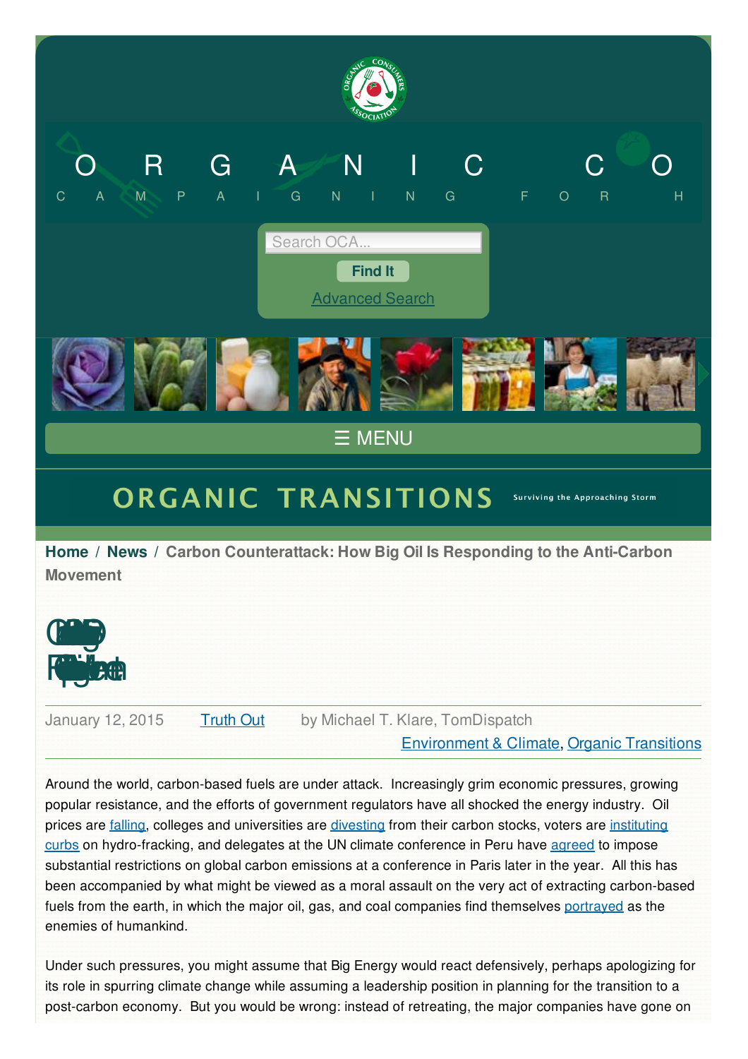ORGANIC CONSUMERS ASSOCIATION

Search OCA...

Find It

Advanced Search

☰ MENU

ORGANIC TRANSITIONS Surviving the Approaching Storm

Home / News / Carbon Counterattack: How Big Oil Is Responding to the Anti-Carbon Movement

# Carbon Counterattack: How Big Oil Is Responding to the Anti-Carbon Movement

January 12, 2015 Truth Out by Michael T. Klare, TomDispatch

Environment & Climate, Organic Transitions

Around the world, carbon-based fuels are under attack. Increasingly grim economic pressures, growing popular resistance, and the efforts of government regulators have all shocked the energy industry. Oil prices are falling, colleges and universities are divesting from their carbon stocks, voters are instituting curbs on hydro-fracking, and delegates at the UN climate conference in Peru have agreed to impose substantial restrictions on global carbon emissions at a conference in Paris later in the year. All this has been accompanied by what might be viewed as a moral assault on the very act of extracting carbon-based fuels from the earth, in which the major oil, gas, and coal companies find themselves portrayed as the enemies of humankind.

Under such pressures, you might assume that Big Energy would react defensively, perhaps apologizing for its role in spurring climate change while assuming a leadership position in planning for the transition to a post-carbon economy. But you would be wrong: instead of retreating, the major companies have gone on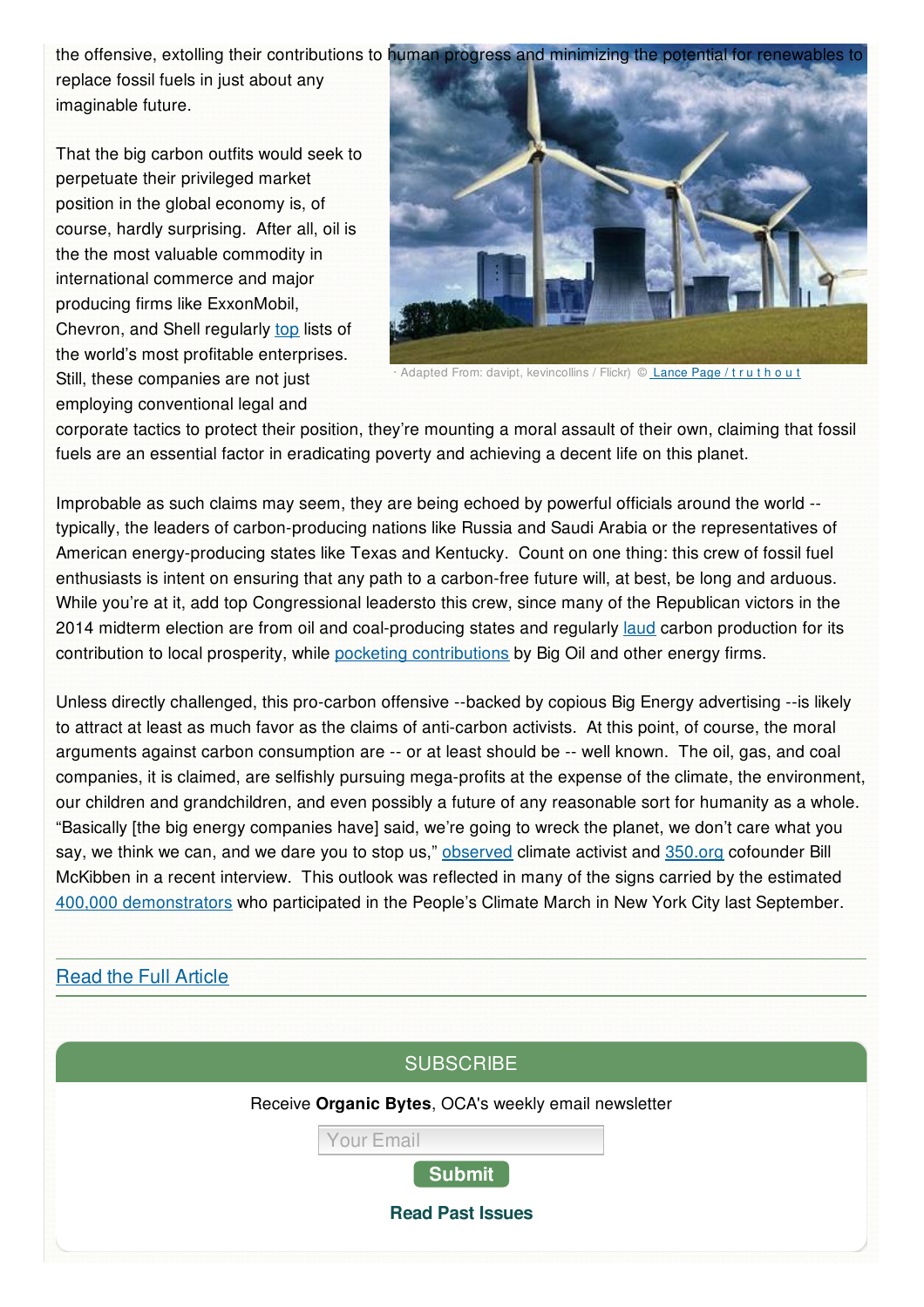the offensive, extolling their contributions to human progress and minimizing the potential for renewables to replace fossil fuels in just about any imaginable future.

· Adapted From: davipt, kevincollins / Flickr) © Lance Page / t r u t h o u t

That the big carbon outfits would seek to perpetuate their privileged market position in the global economy is, of course, hardly surprising. After all, oil is the the most valuable commodity in international commerce and major producing firms like ExxonMobil, Chevron, and Shell regularly top lists of the world's most profitable enterprises. Still, these companies are not just employing conventional legal and corporate tactics to protect their position, they're mounting a moral assault of their own, claiming that fossil fuels are an essential factor in eradicating poverty and achieving a decent life on this planet.

Improbable as such claims may seem, they are being echoed by powerful officials around the world -- typically, the leaders of carbon-producing nations like Russia and Saudi Arabia or the representatives of American energy-producing states like Texas and Kentucky. Count on one thing: this crew of fossil fuel enthusiasts is intent on ensuring that any path to a carbon-free future will, at best, be long and arduous. While you're at it, add top Congressional leadersto this crew, since many of the Republican victors in the 2014 midterm election are from oil and coal-producing states and regularly laud carbon production for its contribution to local prosperity, while pocketing contributions by Big Oil and other energy firms.

Unless directly challenged, this pro-carbon offensive --backed by copious Big Energy advertising --is likely to attract at least as much favor as the claims of anti-carbon activists. At this point, of course, the moral arguments against carbon consumption are -- or at least should be -- well known. The oil, gas, and coal companies, it is claimed, are selfishly pursuing mega-profits at the expense of the climate, the environment, our children and grandchildren, and even possibly a future of any reasonable sort for humanity as a whole. "Basically [the big energy companies have] said, we're going to wreck the planet, we don't care what you say, we think we can, and we dare you to stop us," observed climate activist and 350.org cofounder Bill McKibben in a recent interview. This outlook was reflected in many of the signs carried by the estimated 400,000 demonstrators who participated in the People's Climate March in New York City last September.

Read the Full Article

SUBSCRIBE

Receive **Organic Bytes**, OCA's weekly email newsletter

Your Email

Submit

**Read Past Issues**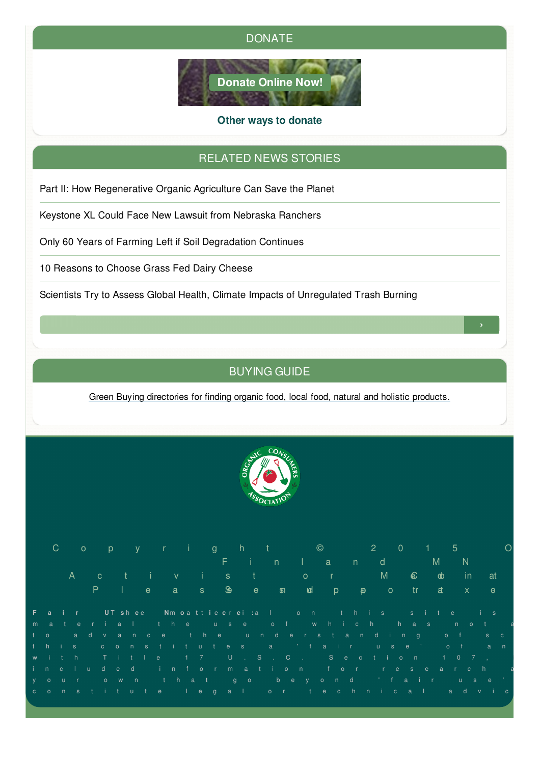## DONATE

Donate Online Now!

Other ways to donate

## RELATED NEWS STORIES

Part II: How Regenerative Organic Agriculture Can Save the Planet

Keystone XL Could Face New Lawsuit from Nebraska Ranchers

Only 60 Years of Farming Left if Soil Degradation Continues

10 Reasons to Choose Grass Fed Dairy Cheese

Scientists Try to Assess Global Health, Climate Impacts of Unregulated Trash Burning

›

## BUYING GUIDE

Green Buying directories for finding organic food, local food, natural and holistic products.

Copyright © 2015 O
Finland MN
Activist or M
Please se

Fair Use Notice: ... on this site is material the use of which has not ... to advance the understanding of ... this constitutes a 'fair use' of an ... with Title 17 U.S.C. Section 107, ... included information for research a... your own that go beyond 'fair use'... constitute legal or technical advic